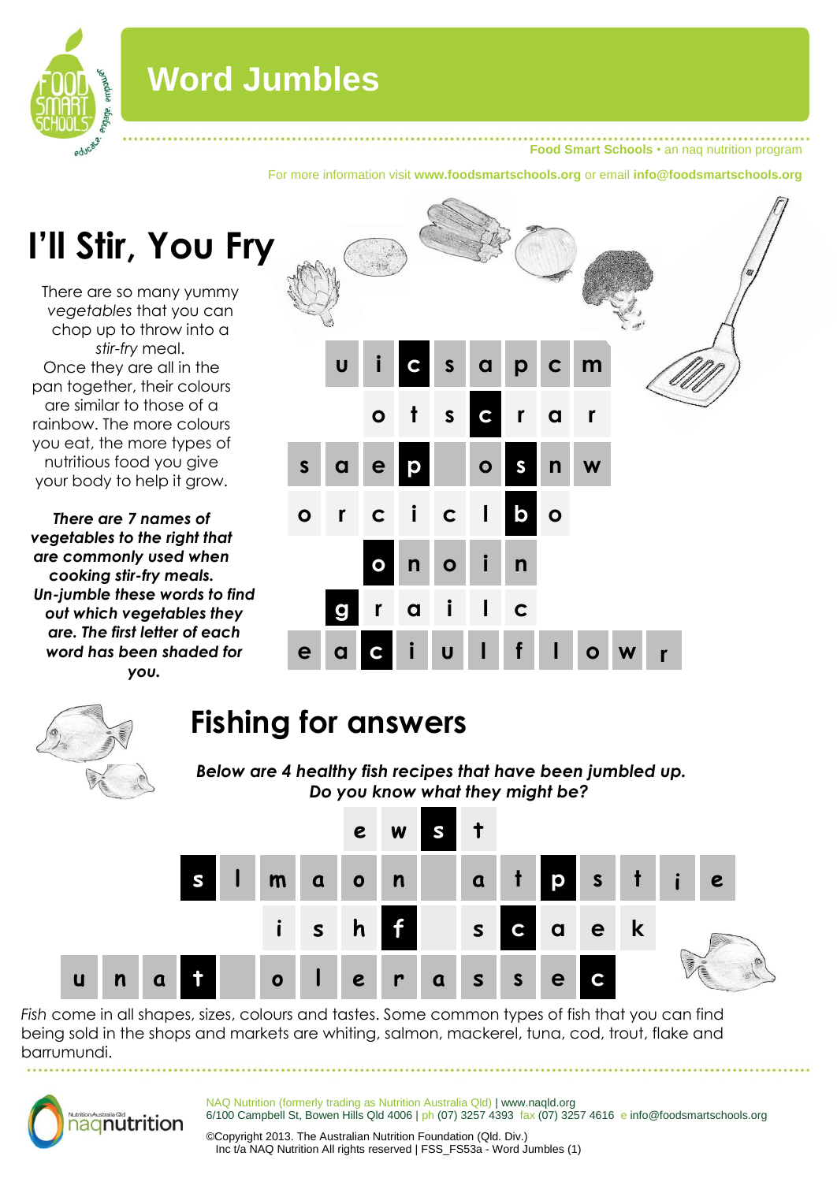# Word Jumbles

**Food Smart Schools** • an naq nutrition program

For more information visit **www.foodsmartschools.org** or email **info@foodsmartschools.org**

## I'll Stir, You Fry

There are so many yummy *vegetables* that you can chop up to throw into a *stir-fry* meal. Once they are all in the pan together, their colours are similar to those of a rainbow. The more colours you eat, the more types of nutritious food you give your body to help it grow.

***There are 7 names of vegetables to the right that are commonly used when cooking stir-fry meals. Un-jumble these words to find out which vegetables they are. The first letter of each word has been shaded for you.***

u i **c** s a p c m

o t s **c** r a r

s a e **p** &nbsp; o **s** n w

o r c i c l **b** o

**o** n o i n

**g** r a i l c

e a **c** i u l f l o w r

## Fishing for answers

***Below are 4 healthy fish recipes that have been jumbled up. Do you know what they might be?***

e w **s** t

**s** l m a o n &nbsp; a t **p** s t i e

i s h **f** &nbsp; s **c** a e k

u n a **t** &nbsp; o l e r a s s e **c**

*Fish* come in all shapes, sizes, colours and tastes. Some common types of fish that you can find being sold in the shops and markets are whiting, salmon, mackerel, tuna, cod, trout, flake and barrumundi.

NAQ Nutrition (formerly trading as Nutrition Australia Qld) | www.naqld.org
6/100 Campbell St, Bowen Hills Qld 4006 | ph (07) 3257 4393 fax (07) 3257 4616 e info@foodsmartschools.org

©Copyright 2013. The Australian Nutrition Foundation (Qld. Div.) Inc t/a NAQ Nutrition All rights reserved | FSS_FS53a - Word Jumbles (1)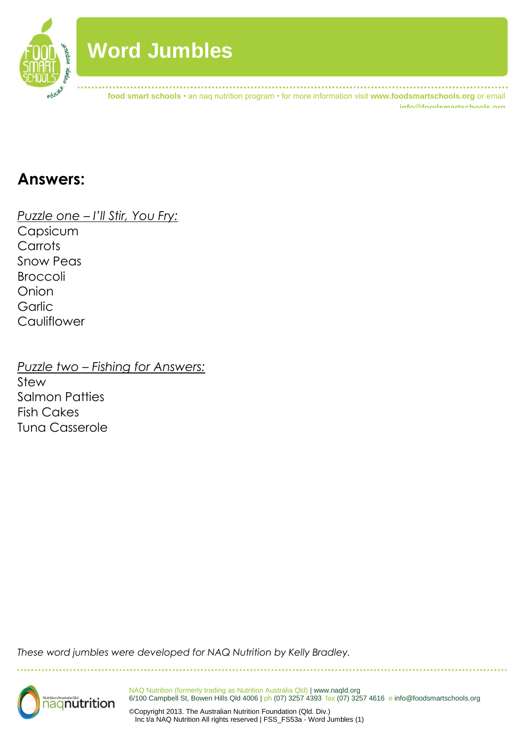# Word Jumbles

## Answers:

*Puzzle one – I'll Stir, You Fry:*

Capsicum
Carrots
Snow Peas
Broccoli
Onion
Garlic
Cauliflower

*Puzzle two – Fishing for Answers:*

Stew
Salmon Patties
Fish Cakes
Tuna Casserole

*These word jumbles were developed for NAQ Nutrition by Kelly Bradley.*